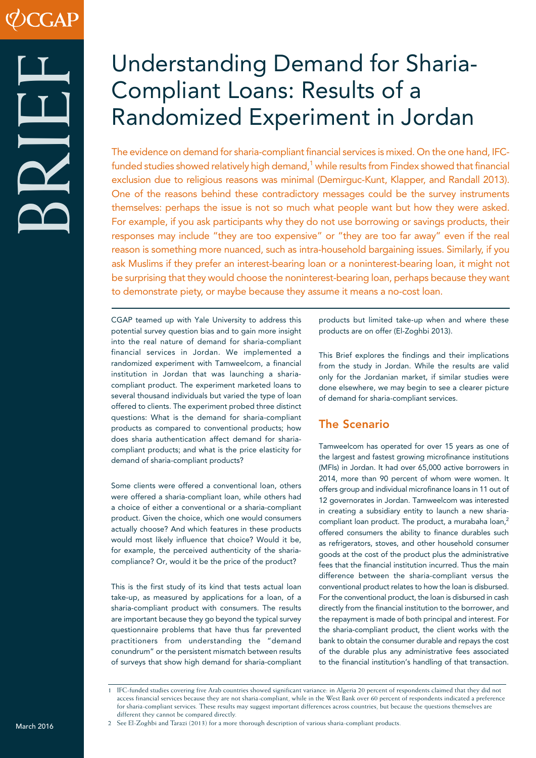# Understanding Demand for Sharia-Compliant Loans: Results of a Randomized Experiment in Jordan

The evidence on demand for sharia-compliant financial services is mixed. On the one hand, IFC-funded studies showed relatively high demand,[1] while results from Findex showed that financial exclusion due to religious reasons was minimal (Demirguc-Kunt, Klapper, and Randall 2013). One of the reasons behind these contradictory messages could be the survey instruments themselves: perhaps the issue is not so much what people want but how they were asked. For example, if you ask participants why they do not use borrowing or savings products, their responses may include "they are too expensive" or "they are too far away" even if the real reason is something more nuanced, such as intra-household bargaining issues. Similarly, if you ask Muslims if they prefer an interest-bearing loan or a noninterest-bearing loan, it might not be surprising that they would choose the noninterest-bearing loan, perhaps because they want to demonstrate piety, or maybe because they assume it means a no-cost loan.

CGAP teamed up with Yale University to address this potential survey question bias and to gain more insight into the real nature of demand for sharia-compliant financial services in Jordan. We implemented a randomized experiment with Tamweelcom, a financial institution in Jordan that was launching a sharia-compliant product. The experiment marketed loans to several thousand individuals but varied the type of loan offered to clients. The experiment probed three distinct questions: What is the demand for sharia-compliant products as compared to conventional products; how does sharia authentication affect demand for sharia-compliant products; and what is the price elasticity for demand of sharia-compliant products?

Some clients were offered a conventional loan, others were offered a sharia-compliant loan, while others had a choice of either a conventional or a sharia-compliant product. Given the choice, which one would consumers actually choose? And which features in these products would most likely influence that choice? Would it be, for example, the perceived authenticity of the sharia-compliance? Or, would it be the price of the product?

This is the first study of its kind that tests actual loan take-up, as measured by applications for a loan, of a sharia-compliant product with consumers. The results are important because they go beyond the typical survey questionnaire problems that have thus far prevented practitioners from understanding the "demand conundrum" or the persistent mismatch between results of surveys that show high demand for sharia-compliant products but limited take-up when and where these products are on offer (El-Zoghbi 2013).

This Brief explores the findings and their implications from the study in Jordan. While the results are valid only for the Jordanian market, if similar studies were done elsewhere, we may begin to see a clearer picture of demand for sharia-compliant services.

## The Scenario

Tamweelcom has operated for over 15 years as one of the largest and fastest growing microfinance institutions (MFIs) in Jordan. It had over 65,000 active borrowers in 2014, more than 90 percent of whom were women. It offers group and individual microfinance loans in 11 out of 12 governorates in Jordan. Tamweelcom was interested in creating a subsidiary entity to launch a new sharia-compliant loan product. The product, a murabaha loan,[2] offered consumers the ability to finance durables such as refrigerators, stoves, and other household consumer goods at the cost of the product plus the administrative fees that the financial institution incurred. Thus the main difference between the sharia-compliant versus the conventional product relates to how the loan is disbursed. For the conventional product, the loan is disbursed in cash directly from the financial institution to the borrower, and the repayment is made of both principal and interest. For the sharia-compliant product, the client works with the bank to obtain the consumer durable and repays the cost of the durable plus any administrative fees associated to the financial institution's handling of that transaction.

---

1 IFC-funded studies covering five Arab countries showed significant variance: in Algeria 20 percent of respondents claimed that they did not access financial services because they are not sharia-compliant, while in the West Bank over 60 percent of respondents indicated a preference for sharia-compliant services. These results may suggest important differences across countries, but because the questions themselves are different they cannot be compared directly.

2 See El-Zoghbi and Tarazi (2013) for a more thorough description of various sharia-compliant products.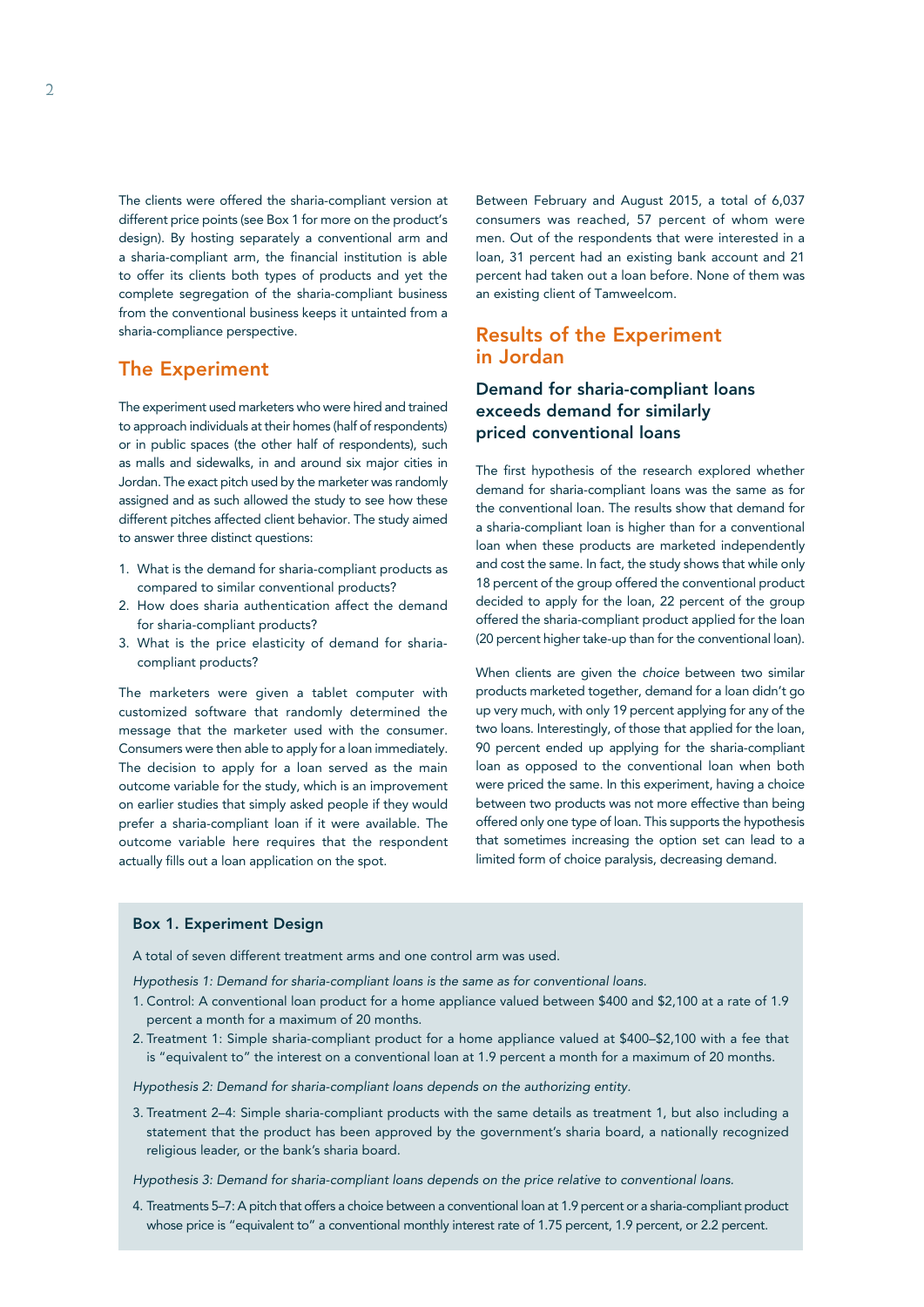The clients were offered the sharia-compliant version at different price points (see Box 1 for more on the product's design). By hosting separately a conventional arm and a sharia-compliant arm, the financial institution is able to offer its clients both types of products and yet the complete segregation of the sharia-compliant business from the conventional business keeps it untainted from a sharia-compliance perspective.

## The Experiment

The experiment used marketers who were hired and trained to approach individuals at their homes (half of respondents) or in public spaces (the other half of respondents), such as malls and sidewalks, in and around six major cities in Jordan. The exact pitch used by the marketer was randomly assigned and as such allowed the study to see how these different pitches affected client behavior. The study aimed to answer three distinct questions:

1. What is the demand for sharia-compliant products as compared to similar conventional products?
2. How does sharia authentication affect the demand for sharia-compliant products?
3. What is the price elasticity of demand for sharia-compliant products?

The marketers were given a tablet computer with customized software that randomly determined the message that the marketer used with the consumer. Consumers were then able to apply for a loan immediately. The decision to apply for a loan served as the main outcome variable for the study, which is an improvement on earlier studies that simply asked people if they would prefer a sharia-compliant loan if it were available. The outcome variable here requires that the respondent actually fills out a loan application on the spot.

Between February and August 2015, a total of 6,037 consumers was reached, 57 percent of whom were men. Out of the respondents that were interested in a loan, 31 percent had an existing bank account and 21 percent had taken out a loan before. None of them was an existing client of Tamweelcom.

## Results of the Experiment in Jordan

### Demand for sharia-compliant loans exceeds demand for similarly priced conventional loans

The first hypothesis of the research explored whether demand for sharia-compliant loans was the same as for the conventional loan. The results show that demand for a sharia-compliant loan is higher than for a conventional loan when these products are marketed independently and cost the same. In fact, the study shows that while only 18 percent of the group offered the conventional product decided to apply for the loan, 22 percent of the group offered the sharia-compliant product applied for the loan (20 percent higher take-up than for the conventional loan).

When clients are given the *choice* between two similar products marketed together, demand for a loan didn't go up very much, with only 19 percent applying for any of the two loans. Interestingly, of those that applied for the loan, 90 percent ended up applying for the sharia-compliant loan as opposed to the conventional loan when both were priced the same. In this experiment, having a choice between two products was not more effective than being offered only one type of loan. This supports the hypothesis that sometimes increasing the option set can lead to a limited form of choice paralysis, decreasing demand.

### Box 1. Experiment Design

A total of seven different treatment arms and one control arm was used.

*Hypothesis 1: Demand for sharia-compliant loans is the same as for conventional loans.*

1. Control: A conventional loan product for a home appliance valued between $400 and $2,100 at a rate of 1.9 percent a month for a maximum of 20 months.
2. Treatment 1: Simple sharia-compliant product for a home appliance valued at $400–$2,100 with a fee that is "equivalent to" the interest on a conventional loan at 1.9 percent a month for a maximum of 20 months.

*Hypothesis 2: Demand for sharia-compliant loans depends on the authorizing entity.*

3. Treatment 2–4: Simple sharia-compliant products with the same details as treatment 1, but also including a statement that the product has been approved by the government's sharia board, a nationally recognized religious leader, or the bank's sharia board.

*Hypothesis 3: Demand for sharia-compliant loans depends on the price relative to conventional loans.*

4. Treatments 5–7: A pitch that offers a choice between a conventional loan at 1.9 percent or a sharia-compliant product whose price is "equivalent to" a conventional monthly interest rate of 1.75 percent, 1.9 percent, or 2.2 percent.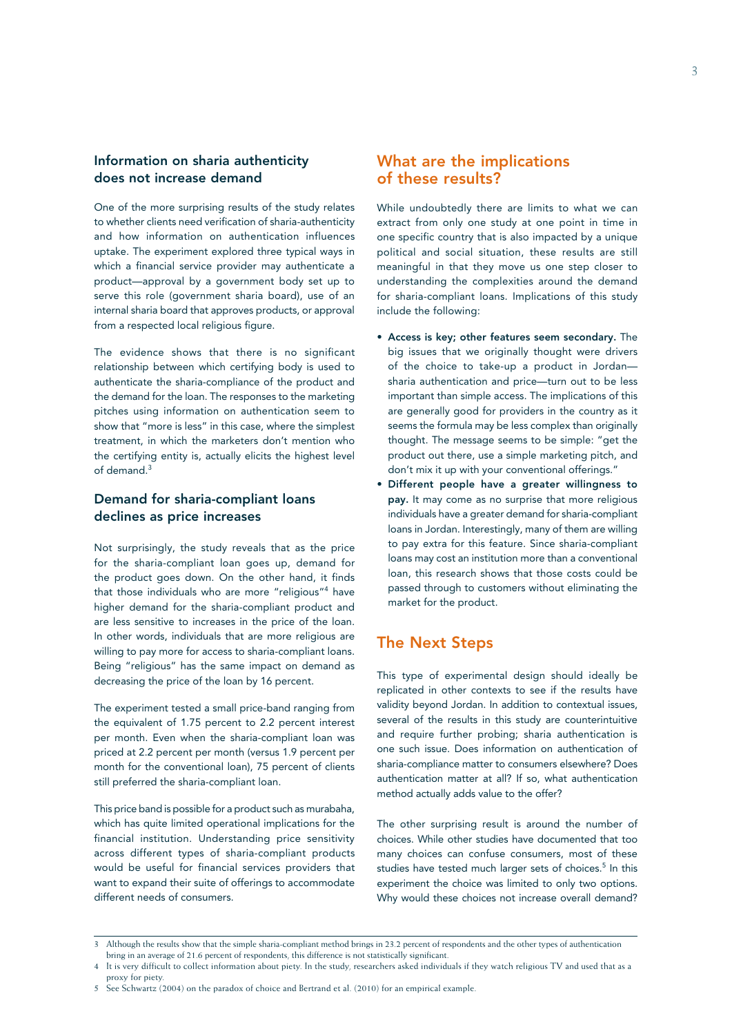### Information on sharia authenticity does not increase demand

One of the more surprising results of the study relates to whether clients need verification of sharia-authenticity and how information on authentication influences uptake. The experiment explored three typical ways in which a financial service provider may authenticate a product—approval by a government body set up to serve this role (government sharia board), use of an internal sharia board that approves products, or approval from a respected local religious figure.

The evidence shows that there is no significant relationship between which certifying body is used to authenticate the sharia-compliance of the product and the demand for the loan. The responses to the marketing pitches using information on authentication seem to show that "more is less" in this case, where the simplest treatment, in which the marketers don't mention who the certifying entity is, actually elicits the highest level of demand.[3]

### Demand for sharia-compliant loans declines as price increases

Not surprisingly, the study reveals that as the price for the sharia-compliant loan goes up, demand for the product goes down. On the other hand, it finds that those individuals who are more "religious"[4] have higher demand for the sharia-compliant product and are less sensitive to increases in the price of the loan. In other words, individuals that are more religious are willing to pay more for access to sharia-compliant loans. Being "religious" has the same impact on demand as decreasing the price of the loan by 16 percent.

The experiment tested a small price-band ranging from the equivalent of 1.75 percent to 2.2 percent interest per month. Even when the sharia-compliant loan was priced at 2.2 percent per month (versus 1.9 percent per month for the conventional loan), 75 percent of clients still preferred the sharia-compliant loan.

This price band is possible for a product such as murabaha, which has quite limited operational implications for the financial institution. Understanding price sensitivity across different types of sharia-compliant products would be useful for financial services providers that want to expand their suite of offerings to accommodate different needs of consumers.

## What are the implications of these results?

While undoubtedly there are limits to what we can extract from only one study at one point in time in one specific country that is also impacted by a unique political and social situation, these results are still meaningful in that they move us one step closer to understanding the complexities around the demand for sharia-compliant loans. Implications of this study include the following:

- **Access is key; other features seem secondary.** The big issues that we originally thought were drivers of the choice to take-up a product in Jordan—sharia authentication and price—turn out to be less important than simple access. The implications of this are generally good for providers in the country as it seems the formula may be less complex than originally thought. The message seems to be simple: "get the product out there, use a simple marketing pitch, and don't mix it up with your conventional offerings."
- **Different people have a greater willingness to pay.** It may come as no surprise that more religious individuals have a greater demand for sharia-compliant loans in Jordan. Interestingly, many of them are willing to pay extra for this feature. Since sharia-compliant loans may cost an institution more than a conventional loan, this research shows that those costs could be passed through to customers without eliminating the market for the product.

## The Next Steps

This type of experimental design should ideally be replicated in other contexts to see if the results have validity beyond Jordan. In addition to contextual issues, several of the results in this study are counterintuitive and require further probing; sharia authentication is one such issue. Does information on authentication of sharia-compliance matter to consumers elsewhere? Does authentication matter at all? If so, what authentication method actually adds value to the offer?

The other surprising result is around the number of choices. While other studies have documented that too many choices can confuse consumers, most of these studies have tested much larger sets of choices.[5] In this experiment the choice was limited to only two options. Why would these choices not increase overall demand?

---

3 Although the results show that the simple sharia-compliant method brings in 23.2 percent of respondents and the other types of authentication bring in an average of 21.6 percent of respondents, this difference is not statistically significant.

4 It is very difficult to collect information about piety. In the study, researchers asked individuals if they watch religious TV and used that as a proxy for piety.

5 See Schwartz (2004) on the paradox of choice and Bertrand et al. (2010) for an empirical example.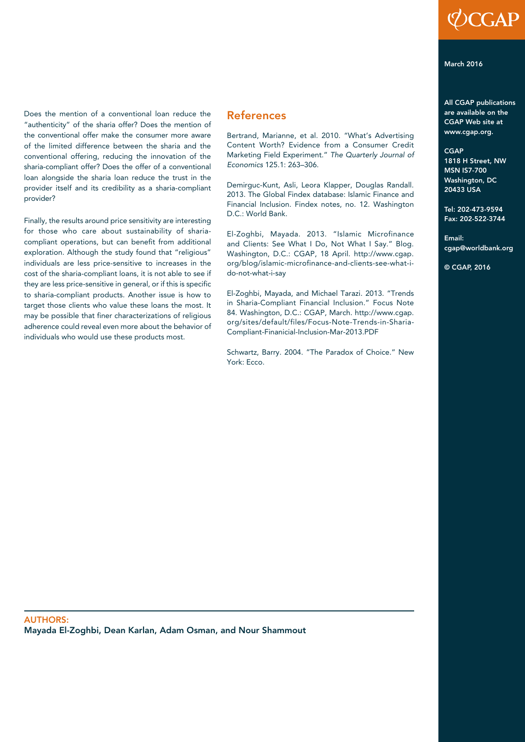Does the mention of a conventional loan reduce the "authenticity" of the sharia offer? Does the mention of the conventional offer make the consumer more aware of the limited difference between the sharia and the conventional offering, reducing the innovation of the sharia-compliant offer? Does the offer of a conventional loan alongside the sharia loan reduce the trust in the provider itself and its credibility as a sharia-compliant provider?

Finally, the results around price sensitivity are interesting for those who care about sustainability of sharia-compliant operations, but can benefit from additional exploration. Although the study found that "religious" individuals are less price-sensitive to increases in the cost of the sharia-compliant loans, it is not able to see if they are less price-sensitive in general, or if this is specific to sharia-compliant products. Another issue is how to target those clients who value these loans the most. It may be possible that finer characterizations of religious adherence could reveal even more about the behavior of individuals who would use these products most.

## References

Bertrand, Marianne, et al. 2010. "What's Advertising Content Worth? Evidence from a Consumer Credit Marketing Field Experiment." *The Quarterly Journal of Economics* 125.1: 263–306.

Demirguc-Kunt, Asli, Leora Klapper, Douglas Randall. 2013. The Global Findex database: Islamic Finance and Financial Inclusion. Findex notes, no. 12. Washington D.C.: World Bank.

El-Zoghbi, Mayada. 2013. "Islamic Microfinance and Clients: See What I Do, Not What I Say." Blog. Washington, D.C.: CGAP, 18 April. http://www.cgap.org/blog/islamic-microfinance-and-clients-see-what-i-do-not-what-i-say

El-Zoghbi, Mayada, and Michael Tarazi. 2013. "Trends in Sharia-Compliant Financial Inclusion." Focus Note 84. Washington, D.C.: CGAP, March. http://www.cgap.org/sites/default/files/Focus-Note-Trends-in-Sharia-Compliant-Finanicial-Inclusion-Mar-2013.PDF

Schwartz, Barry. 2004. "The Paradox of Choice." New York: Ecco.

**AUTHORS:**
**Mayada El-Zoghbi, Dean Karlan, Adam Osman, and Nour Shammout**

CGAP

March 2016

All CGAP publications are available on the CGAP Web site at www.cgap.org.

CGAP
1818 H Street, NW
MSN IS7-700
Washington, DC
20433 USA

Tel: 202-473-9594
Fax: 202-522-3744

Email:
cgap@worldbank.org

© CGAP, 2016